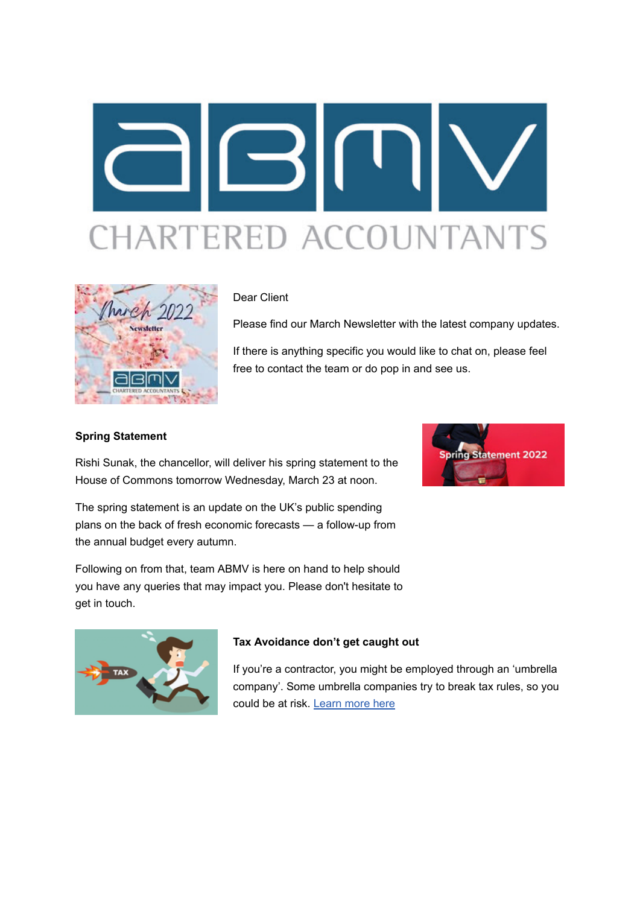Dear Client

Please find our March Newsletter with the latest company updates.

If there is anything specific you would like to chat on, please feel free to contact the team or do pop in and see us.

**Spring Statement**

Rishi Sunak, the chancellor, will deliver his spring statement to the House of Commons tomorrow Wednesday, March 23 at noon.

The spring statement is an update on the UK's public spending plans on the back of fresh economic forecasts — a follow-up from the annual budget every autumn.

Following on from that, team ABMV is here on hand to help should you have any queries that may impact you. Please don't hesitate to get in touch.

**Tax Avoidance don't get caught out**

If you're a contractor, you might be employed through an 'umbrella company'. Some umbrella companies try to break tax rules, so you could be at risk. Learn more here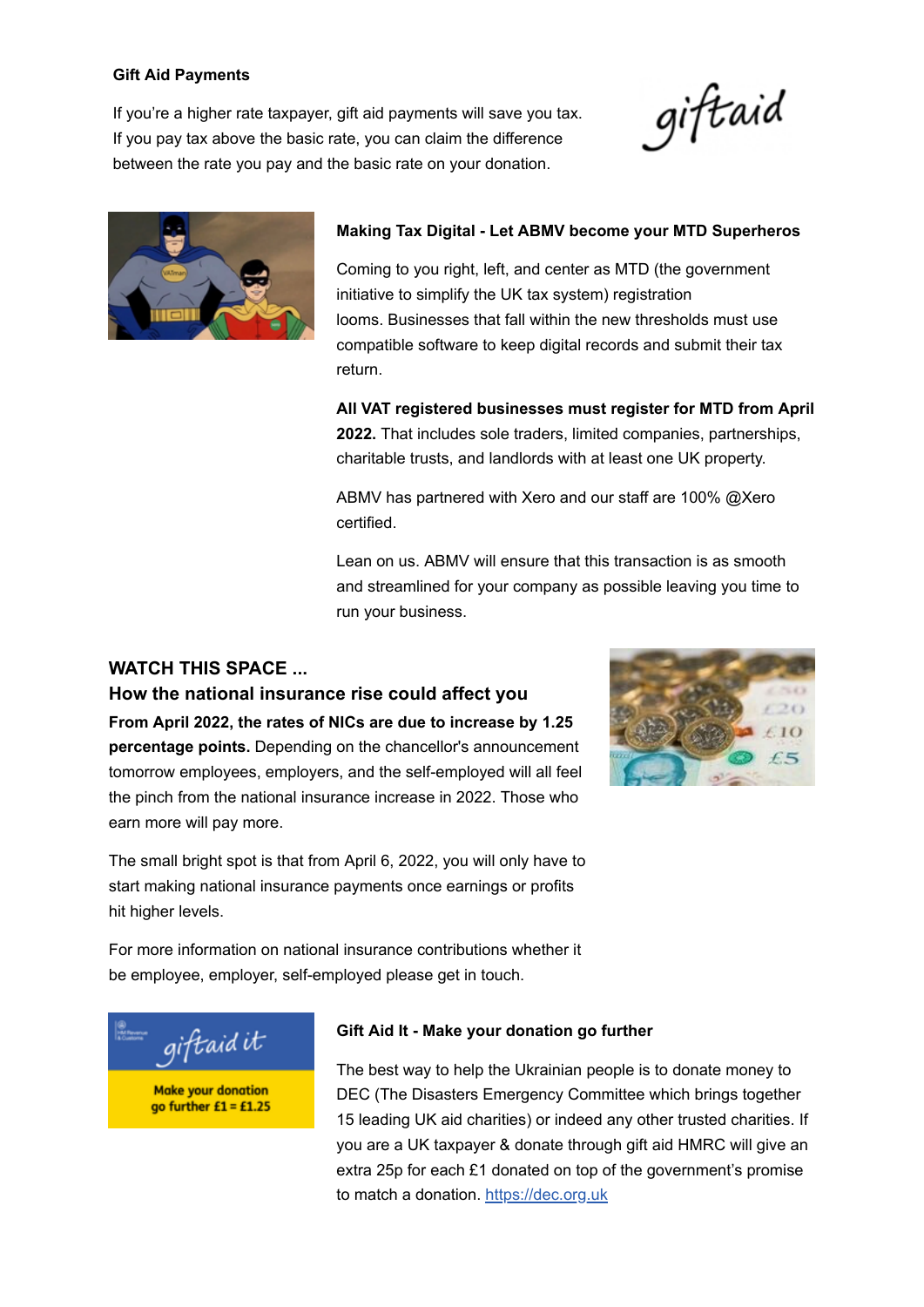**Gift Aid Payments**

If you're a higher rate taxpayer, gift aid payments will save you tax. If you pay tax above the basic rate, you can claim the difference between the rate you pay and the basic rate on your donation.

**Making Tax Digital - Let ABMV become your MTD Superheros**

Coming to you right, left, and center as MTD (the government initiative to simplify the UK tax system) registration looms. Businesses that fall within the new thresholds must use compatible software to keep digital records and submit their tax return.

**All VAT registered businesses must register for MTD from April 2022.** That includes sole traders, limited companies, partnerships, charitable trusts, and landlords with at least one UK property.

ABMV has partnered with Xero and our staff are 100% @Xero certified.

Lean on us. ABMV will ensure that this transaction is as smooth and streamlined for your company as possible leaving you time to run your business.

## WATCH THIS SPACE ...

### How the national insurance rise could affect you

**From April 2022, the rates of NICs are due to increase by 1.25 percentage points.** Depending on the chancellor's announcement tomorrow employees, employers, and the self-employed will all feel the pinch from the national insurance increase in 2022. Those who earn more will pay more.

The small bright spot is that from April 6, 2022, you will only have to start making national insurance payments once earnings or profits hit higher levels.

For more information on national insurance contributions whether it be employee, employer, self-employed please get in touch.

**Gift Aid It - Make your donation go further**

The best way to help the Ukrainian people is to donate money to DEC (The Disasters Emergency Committee which brings together 15 leading UK aid charities) or indeed any other trusted charities. If you are a UK taxpayer & donate through gift aid HMRC will give an extra 25p for each £1 donated on top of the government's promise to match a donation. https://dec.org.uk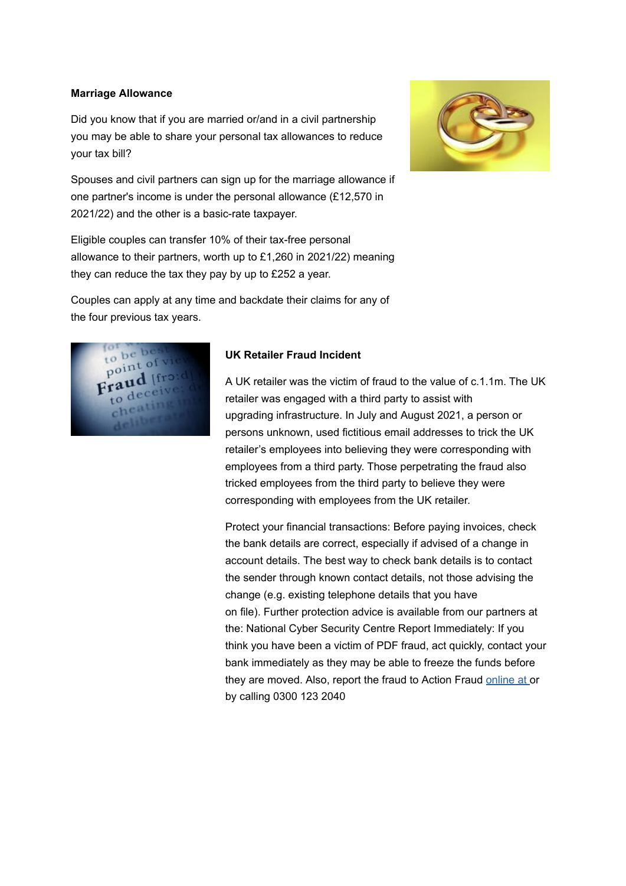**Marriage Allowance**

Did you know that if you are married or/and in a civil partnership you may be able to share your personal tax allowances to reduce your tax bill?

Spouses and civil partners can sign up for the marriage allowance if one partner's income is under the personal allowance (£12,570 in 2021/22) and the other is a basic-rate taxpayer.

Eligible couples can transfer 10% of their tax-free personal allowance to their partners, worth up to £1,260 in 2021/22) meaning they can reduce the tax they pay by up to £252 a year.

Couples can apply at any time and backdate their claims for any of the four previous tax years.

**UK Retailer Fraud Incident**

A UK retailer was the victim of fraud to the value of c.1.1m. The UK retailer was engaged with a third party to assist with upgrading infrastructure. In July and August 2021, a person or persons unknown, used fictitious email addresses to trick the UK retailer's employees into believing they were corresponding with employees from a third party. Those perpetrating the fraud also tricked employees from the third party to believe they were corresponding with employees from the UK retailer.

Protect your financial transactions: Before paying invoices, check the bank details are correct, especially if advised of a change in account details. The best way to check bank details is to contact the sender through known contact details, not those advising the change (e.g. existing telephone details that you have on file). Further protection advice is available from our partners at the: National Cyber Security Centre Report Immediately: If you think you have been a victim of PDF fraud, act quickly, contact your bank immediately as they may be able to freeze the funds before they are moved. Also, report the fraud to Action Fraud online at or by calling 0300 123 2040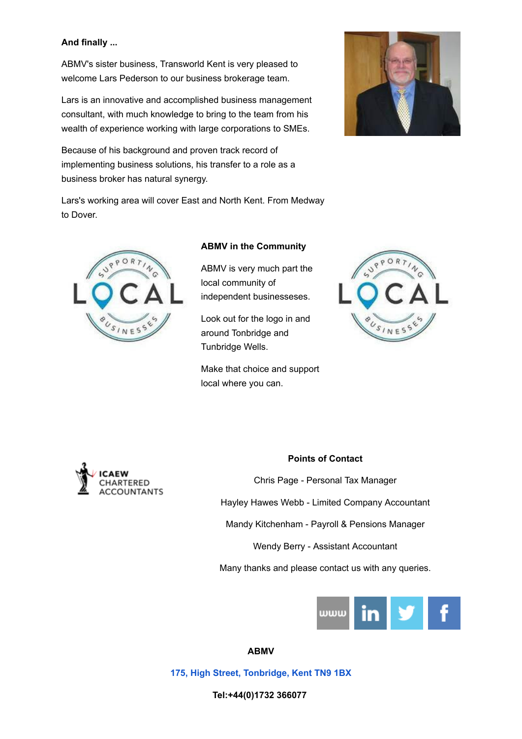**And finally ...**

ABMV's sister business, Transworld Kent is very pleased to welcome Lars Pederson to our business brokerage team.

Lars is an innovative and accomplished business management consultant, with much knowledge to bring to the team from his wealth of experience working with large corporations to SMEs.

Because of his background and proven track record of implementing business solutions, his transfer to a role as a business broker has natural synergy.

Lars's working area will cover East and North Kent. From Medway to Dover.

**ABMV in the Community**

ABMV is very much part the local community of independent businesseses.

Look out for the logo in and around Tonbridge and Tunbridge Wells.

Make that choice and support local where you can.

**Points of Contact**

Chris Page - Personal Tax Manager

Hayley Hawes Webb - Limited Company Accountant

Mandy Kitchenham - Payroll & Pensions Manager

Wendy Berry - Assistant Accountant

Many thanks and please contact us with any queries.

**ABMV**

**175, High Street, Tonbridge, Kent TN9 1BX**

**Tel:+44(0)1732 366077**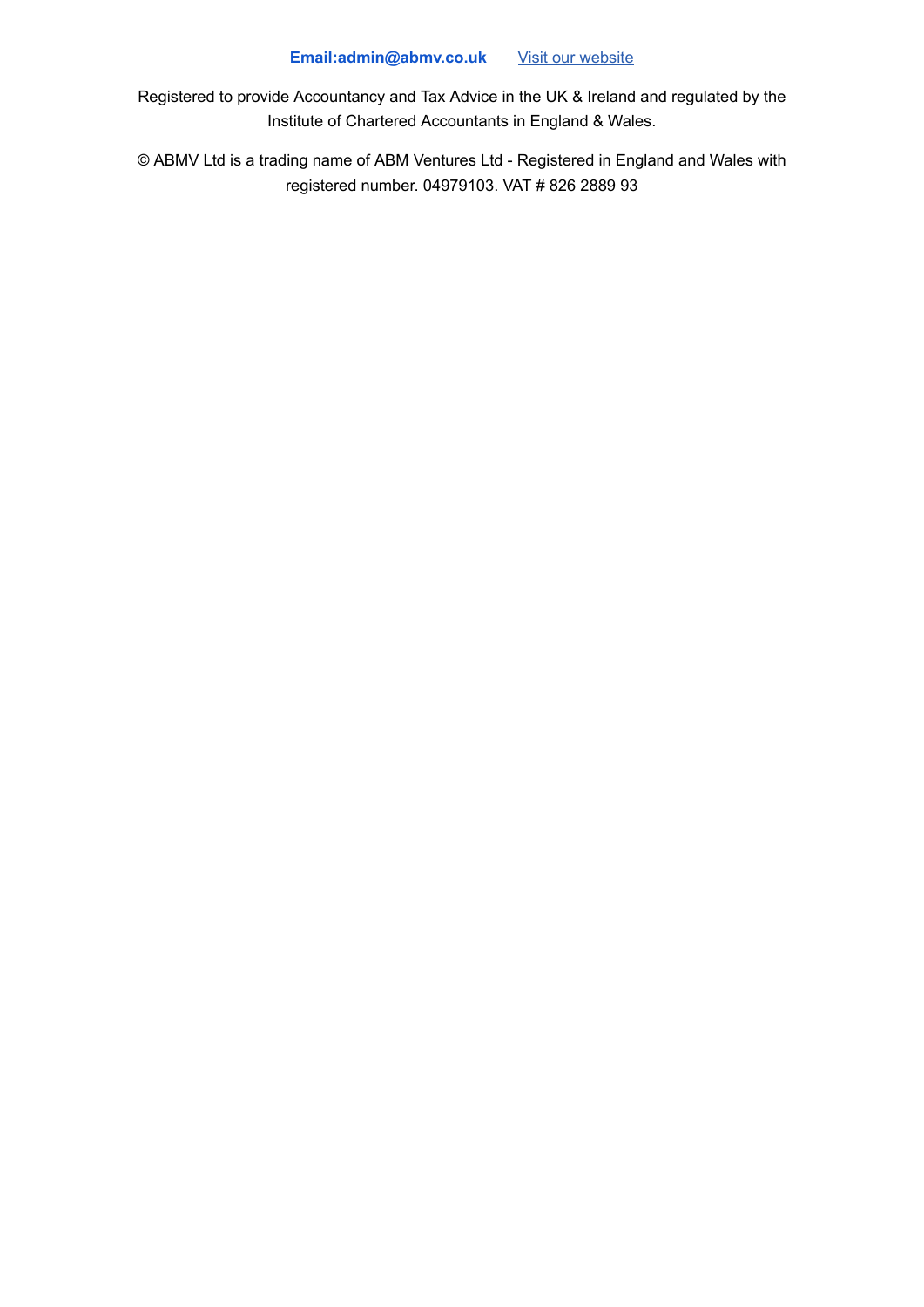**Email:admin@abmv.co.uk** Visit our website

Registered to provide Accountancy and Tax Advice in the UK & Ireland and regulated by the Institute of Chartered Accountants in England & Wales.

© ABMV Ltd is a trading name of ABM Ventures Ltd - Registered in England and Wales with registered number. 04979103. VAT # 826 2889 93